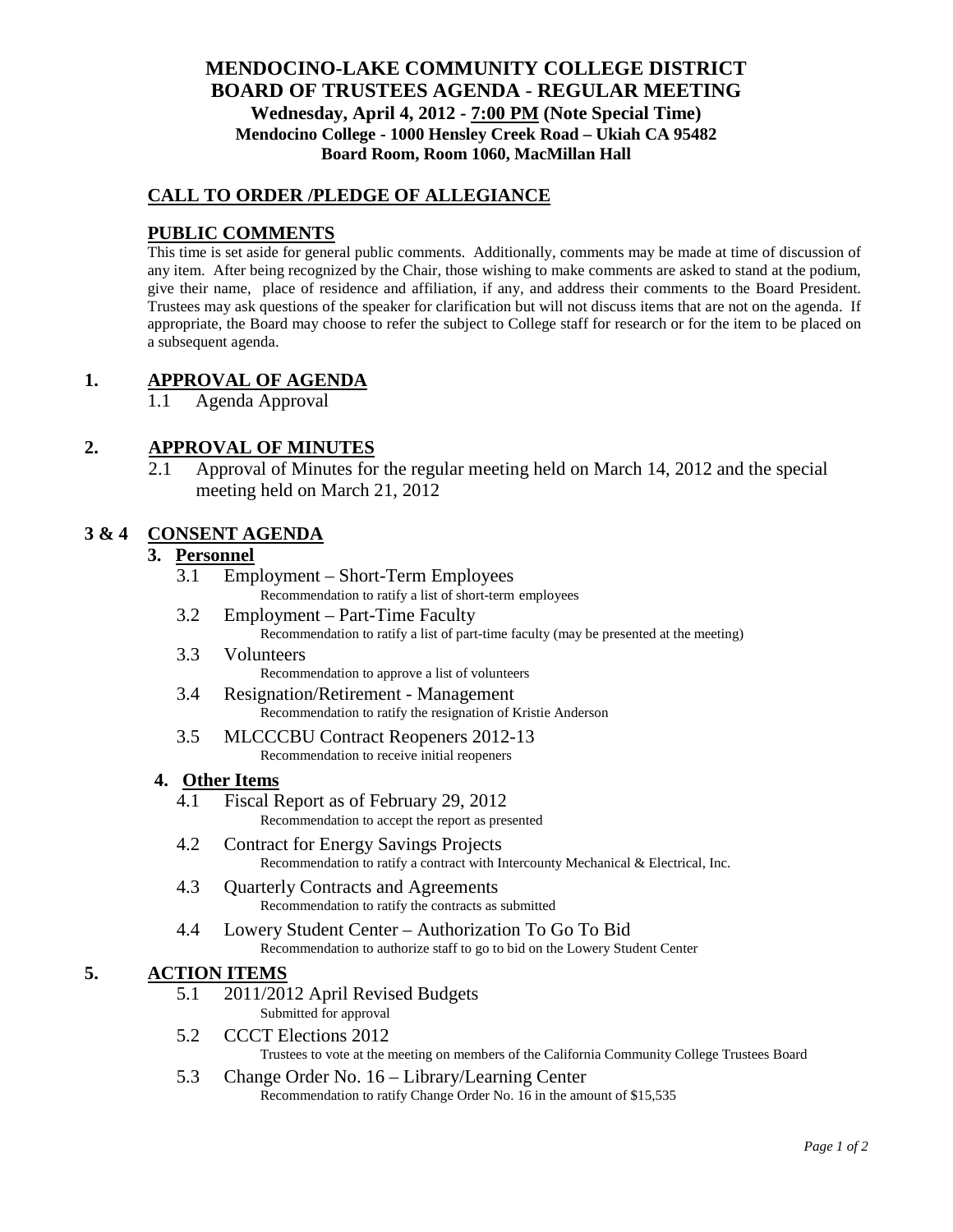# MENDOCINO-LAKE COMMUNITY COLLEGE DISTRICT
# BOARD OF TRUSTEES AGENDA - REGULAR MEETING

**Wednesday, April 4, 2012 - 7:00 PM (Note Special Time)**
**Mendocino College - 1000 Hensley Creek Road – Ukiah CA 95482**
**Board Room, Room 1060, MacMillan Hall**

## CALL TO ORDER /PLEDGE OF ALLEGIANCE

## PUBLIC COMMENTS

This time is set aside for general public comments. Additionally, comments may be made at time of discussion of any item. After being recognized by the Chair, those wishing to make comments are asked to stand at the podium, give their name, place of residence and affiliation, if any, and address their comments to the Board President. Trustees may ask questions of the speaker for clarification but will not discuss items that are not on the agenda. If appropriate, the Board may choose to refer the subject to College staff for research or for the item to be placed on a subsequent agenda.

## 1. APPROVAL OF AGENDA

1.1 Agenda Approval

## 2. APPROVAL OF MINUTES

2.1 Approval of Minutes for the regular meeting held on March 14, 2012 and the special meeting held on March 21, 2012

## 3 & 4 CONSENT AGENDA

### 3. Personnel

3.1 Employment – Short-Term Employees
Recommendation to ratify a list of short-term employees

3.2 Employment – Part-Time Faculty
Recommendation to ratify a list of part-time faculty (may be presented at the meeting)

3.3 Volunteers
Recommendation to approve a list of volunteers

3.4 Resignation/Retirement - Management
Recommendation to ratify the resignation of Kristie Anderson

3.5 MLCCCBU Contract Reopeners 2012-13
Recommendation to receive initial reopeners

### 4. Other Items

4.1 Fiscal Report as of February 29, 2012
Recommendation to accept the report as presented

4.2 Contract for Energy Savings Projects
Recommendation to ratify a contract with Intercounty Mechanical & Electrical, Inc.

4.3 Quarterly Contracts and Agreements
Recommendation to ratify the contracts as submitted

4.4 Lowery Student Center – Authorization To Go To Bid
Recommendation to authorize staff to go to bid on the Lowery Student Center

## 5. ACTION ITEMS

5.1 2011/2012 April Revised Budgets
Submitted for approval

5.2 CCCT Elections 2012
Trustees to vote at the meeting on members of the California Community College Trustees Board

5.3 Change Order No. 16 – Library/Learning Center
Recommendation to ratify Change Order No. 16 in the amount of $15,535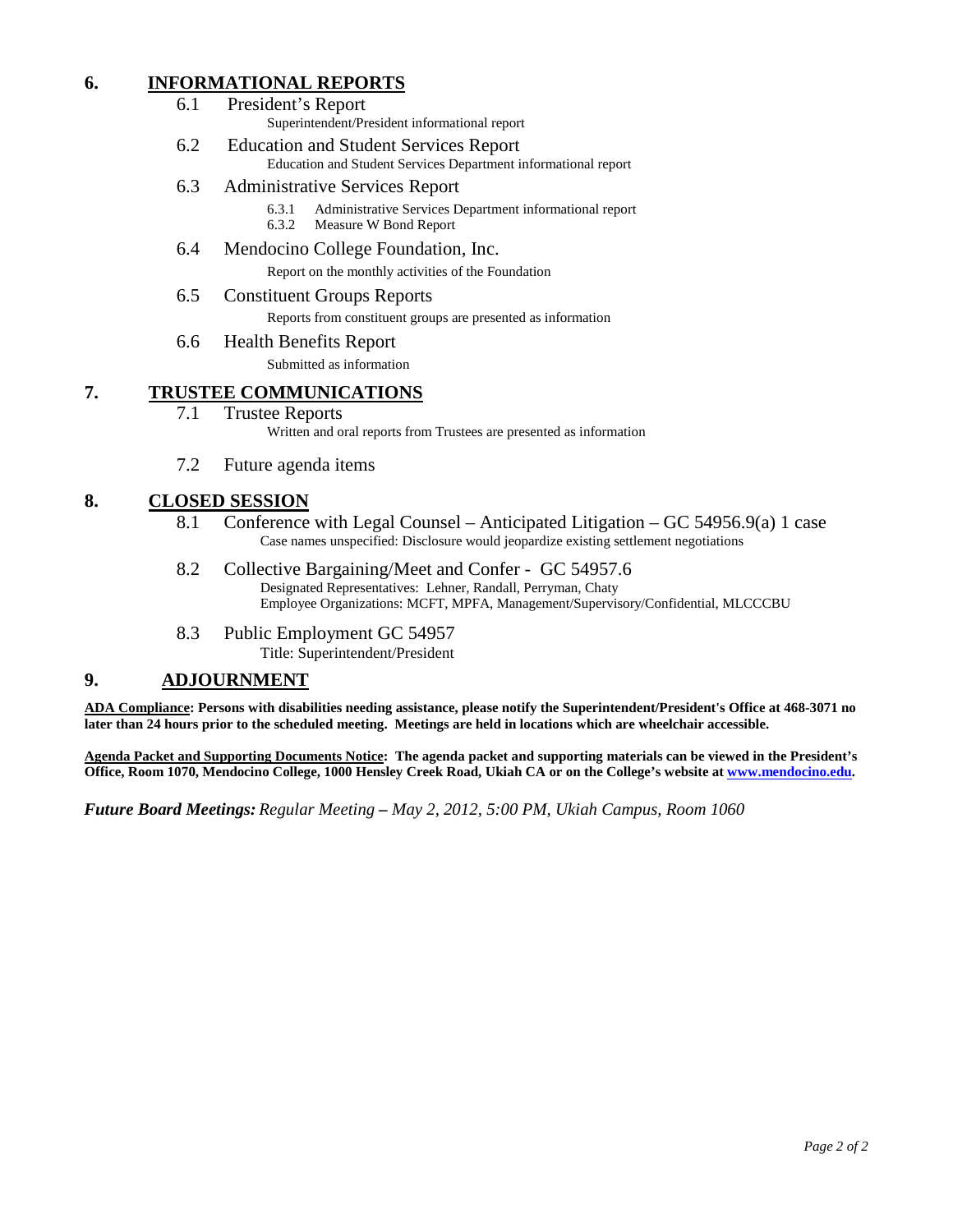## 6. INFORMATIONAL REPORTS

6.1 President's Report

Superintendent/President informational report

6.2 Education and Student Services Report

Education and Student Services Department informational report

6.3 Administrative Services Report

6.3.1 Administrative Services Department informational report

6.3.2 Measure W Bond Report

6.4 Mendocino College Foundation, Inc.

Report on the monthly activities of the Foundation

6.5 Constituent Groups Reports

Reports from constituent groups are presented as information

6.6 Health Benefits Report

Submitted as information

## 7. TRUSTEE COMMUNICATIONS

7.1 Trustee Reports

Written and oral reports from Trustees are presented as information

7.2 Future agenda items

## 8. CLOSED SESSION

8.1 Conference with Legal Counsel – Anticipated Litigation – GC 54956.9(a) 1 case

Case names unspecified: Disclosure would jeopardize existing settlement negotiations

8.2 Collective Bargaining/Meet and Confer - GC 54957.6

Designated Representatives: Lehner, Randall, Perryman, Chaty

Employee Organizations: MCFT, MPFA, Management/Supervisory/Confidential, MLCCCBU

8.3 Public Employment GC 54957

Title: Superintendent/President

## 9. ADJOURNMENT

**ADA Compliance: Persons with disabilities needing assistance, please notify the Superintendent/President's Office at 468-3071 no later than 24 hours prior to the scheduled meeting. Meetings are held in locations which are wheelchair accessible.**

**Agenda Packet and Supporting Documents Notice: The agenda packet and supporting materials can be viewed in the President's Office, Room 1070, Mendocino College, 1000 Hensley Creek Road, Ukiah CA or on the College's website at www.mendocino.edu.**

***Future Board Meetings:*** *Regular Meeting – May 2, 2012, 5:00 PM, Ukiah Campus, Room 1060*